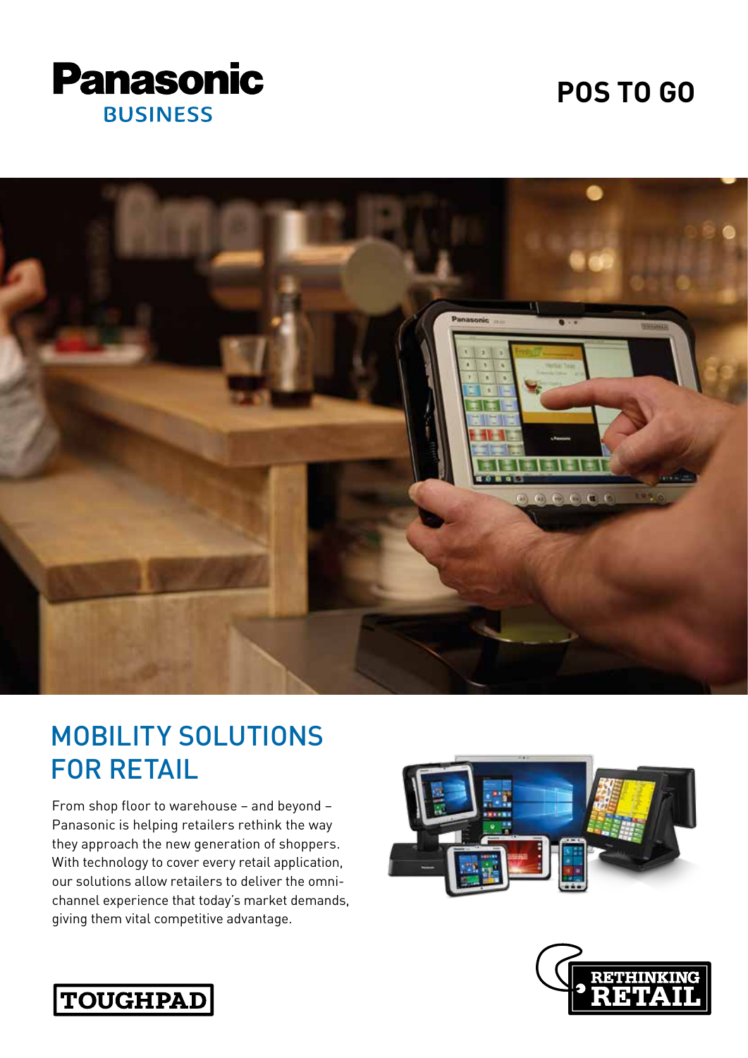Panasonic
BUSINESS

# POS TO GO

## MOBILITY SOLUTIONS FOR RETAIL

From shop floor to warehouse – and beyond – Panasonic is helping retailers rethink the way they approach the new generation of shoppers. With technology to cover every retail application, our solutions allow retailers to deliver the omni-channel experience that today's market demands, giving them vital competitive advantage.

TOUGHPAD

RETHINKING RETAIL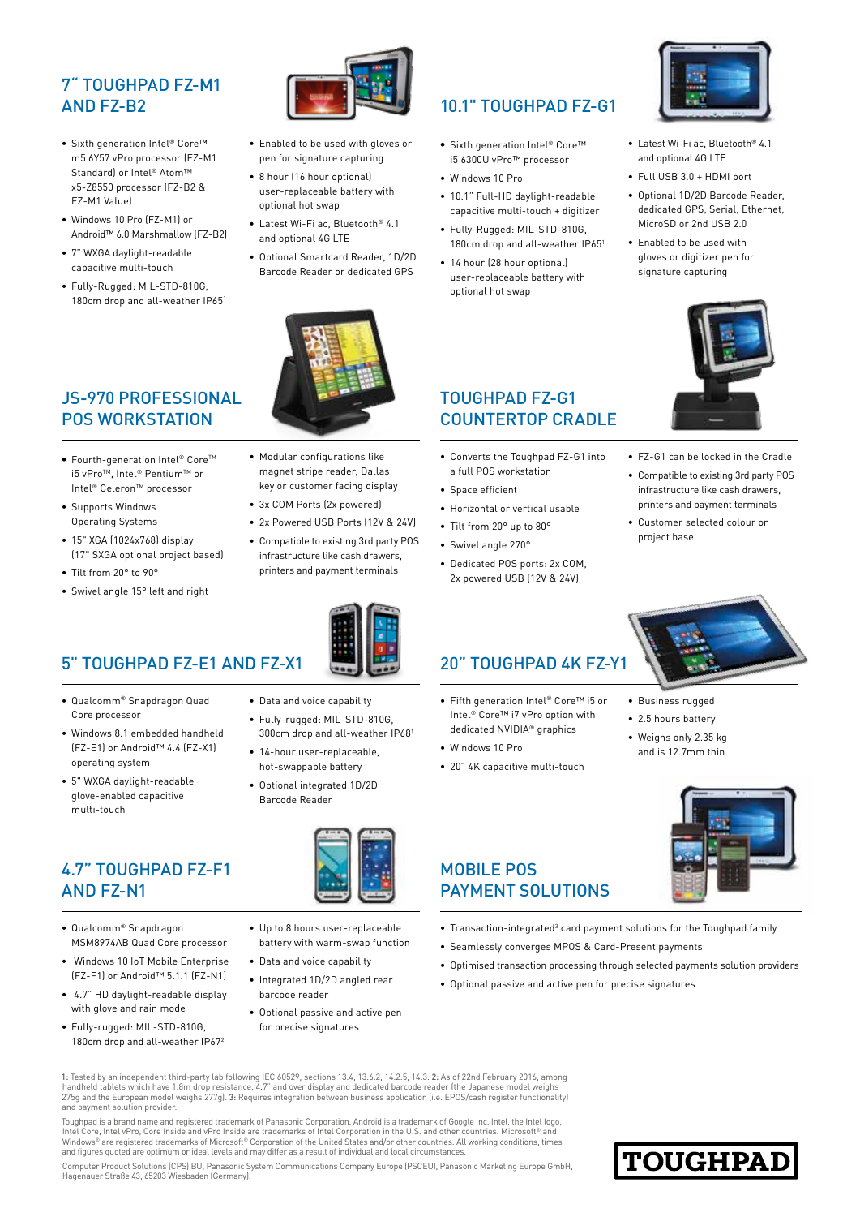## 7" TOUGHPAD FZ-M1 AND FZ-B2

- Sixth generation Intel® Core™ m5 6Y57 vPro processor (FZ-M1 Standard) or Intel® Atom™ x5-Z8550 processor (FZ-B2 & FZ-M1 Value)
- Windows 10 Pro (FZ-M1) or Android™ 6.0 Marshmallow (FZ-B2)
- 7" WXGA daylight-readable capacitive multi-touch
- Fully-Rugged: MIL-STD-810G, 180cm drop and all-weather IP65[1]
- Enabled to be used with gloves or pen for signature capturing
- 8 hour (16 hour optional) user-replaceable battery with optional hot swap
- Latest Wi-Fi ac, Bluetooth® 4.1 and optional 4G LTE
- Optional Smartcard Reader, 1D/2D Barcode Reader or dedicated GPS

## 10.1" TOUGHPAD FZ-G1

- Sixth generation Intel® Core™ i5 6300U vPro™ processor
- Windows 10 Pro
- 10.1" Full-HD daylight-readable capacitive multi-touch + digitizer
- Fully-Rugged: MIL-STD-810G, 180cm drop and all-weather IP65[1]
- 14 hour (28 hour optional) user-replaceable battery with optional hot swap
- Latest Wi-Fi ac, Bluetooth® 4.1 and optional 4G LTE
- Full USB 3.0 + HDMI port
- Optional 1D/2D Barcode Reader, dedicated GPS, Serial, Ethernet, MicroSD or 2nd USB 2.0
- Enabled to be used with gloves or digitizer pen for signature capturing

## JS-970 PROFESSIONAL POS WORKSTATION

- Fourth-generation Intel® Core™ i5 vPro™, Intel® Pentium™ or Intel® Celeron™ processor
- Supports Windows Operating Systems
- 15" XGA (1024x768) display (17" SXGA optional project based)
- Tilt from 20° to 90°
- Swivel angle 15° left and right
- Modular configurations like magnet stripe reader, Dallas key or customer facing display
- 3x COM Ports (2x powered)
- 2x Powered USB Ports (12V & 24V)
- Compatible to existing 3rd party POS infrastructure like cash drawers, printers and payment terminals

## TOUGHPAD FZ-G1 COUNTERTOP CRADLE

- Converts the Toughpad FZ-G1 into a full POS workstation
- Space efficient
- Horizontal or vertical usable
- Tilt from 20° up to 80°
- Swivel angle 270°
- Dedicated POS ports: 2x COM, 2x powered USB (12V & 24V)
- FZ-G1 can be locked in the Cradle
- Compatible to existing 3rd party POS infrastructure like cash drawers, printers and payment terminals
- Customer selected colour on project base

## 5" TOUGHPAD FZ-E1 AND FZ-X1

- Qualcomm® Snapdragon Quad Core processor
- Windows 8.1 embedded handheld (FZ-E1) or Android™ 4.4 (FZ-X1) operating system
- 5" WXGA daylight-readable glove-enabled capacitive multi-touch
- Data and voice capability
- Fully-rugged: MIL-STD-810G, 300cm drop and all-weather IP68[1]
- 14-hour user-replaceable, hot-swappable battery
- Optional integrated 1D/2D Barcode Reader

## 20" TOUGHPAD 4K FZ-Y1

- Fifth generation Intel® Core™ i5 or Intel® Core™ i7 vPro option with dedicated NVIDIA® graphics
- Windows 10 Pro
- 20" 4K capacitive multi-touch
- Business rugged
- 2.5 hours battery
- Weighs only 2.35 kg and is 12.7mm thin

## 4.7" TOUGHPAD FZ-F1 AND FZ-N1

- Qualcomm® Snapdragon MSM8974AB Quad Core processor
- Windows 10 IoT Mobile Enterprise (FZ-F1) or Android™ 5.1.1 (FZ-N1)
- 4.7" HD daylight-readable display with glove and rain mode
- Fully-rugged: MIL-STD-810G, 180cm drop and all-weather IP67[2]
- Up to 8 hours user-replaceable battery with warm-swap function
- Data and voice capability
- Integrated 1D/2D angled rear barcode reader
- Optional passive and active pen for precise signatures

## MOBILE POS PAYMENT SOLUTIONS

- Transaction-integrated[3] card payment solutions for the Toughpad family
- Seamlessly converges MPOS & Card-Present payments
- Optimised transaction processing through selected payments solution providers
- Optional passive and active pen for precise signatures

1: Tested by an independent third-party lab following IEC 60529, sections 13.4, 13.6.2, 14.2.5, 14.3. 2: As of 22nd February 2016, among handheld tablets which have 1.8m drop resistance, 4.7" and over display and dedicated barcode reader (the Japanese model weighs 275g and the European model weighs 277g). 3: Requires integration between business application (i.e. EPOS/cash register functionality) and payment solution provider.

Toughpad is a brand name and registered trademark of Panasonic Corporation. Android is a trademark of Google Inc. Intel, the Intel logo, Intel Core, Intel vPro, Core Inside and vPro Inside are trademarks of Intel Corporation in the U.S. and other countries. Microsoft® and Windows® are registered trademarks of Microsoft® Corporation of the United States and/or other countries. All working conditions, times and figures quoted are optimum or ideal levels and may differ as a result of individual and local circumstances.

Computer Product Solutions (CPS) BU, Panasonic System Communications Company Europe (PSCEU), Panasonic Marketing Europe GmbH, Hagenauer Straße 43, 65203 Wiesbaden (Germany).

TOUGHPAD